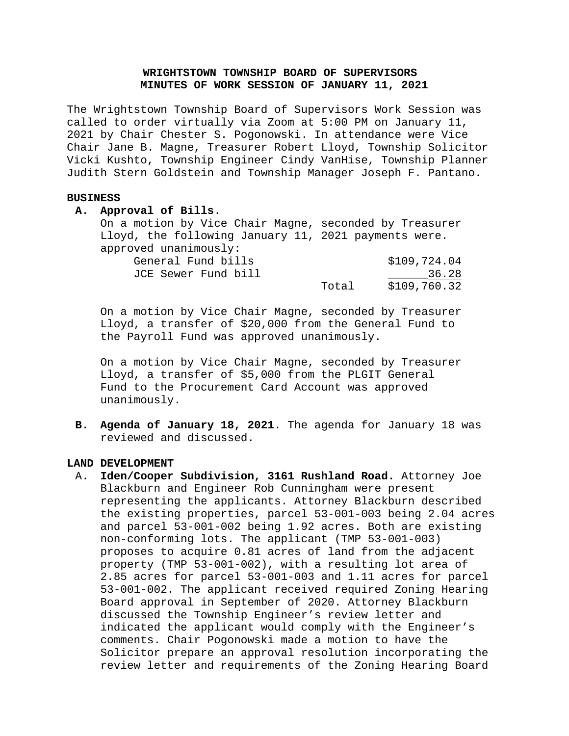# WRIGHTSTOWN TOWNSHIP BOARD OF SUPERVISORS
## MINUTES OF WORK SESSION OF JANUARY 11, 2021

The Wrightstown Township Board of Supervisors Work Session was called to order virtually via Zoom at 5:00 PM on January 11, 2021 by Chair Chester S. Pogonowski. In attendance were Vice Chair Jane B. Magne, Treasurer Robert Lloyd, Township Solicitor Vicki Kushto, Township Engineer Cindy VanHise, Township Planner Judith Stern Goldstein and Township Manager Joseph F. Pantano.

**BUSINESS**

**A. Approval of Bills.**

On a motion by Vice Chair Magne, seconded by Treasurer Lloyd, the following January 11, 2021 payments were. approved unanimously:

| | | |
|---|---|---|
| General Fund bills | | $109,724.04 |
| JCE Sewer Fund bill | | 36.28 |
| | Total | $109,760.32 |

On a motion by Vice Chair Magne, seconded by Treasurer Lloyd, a transfer of $20,000 from the General Fund to the Payroll Fund was approved unanimously.

On a motion by Vice Chair Magne, seconded by Treasurer Lloyd, a transfer of $5,000 from the PLGIT General Fund to the Procurement Card Account was approved unanimously.

**B. Agenda of January 18, 2021**. The agenda for January 18 was reviewed and discussed.

**LAND DEVELOPMENT**

A. **Iden/Cooper Subdivision, 3161 Rushland Road.** Attorney Joe Blackburn and Engineer Rob Cunningham were present representing the applicants. Attorney Blackburn described the existing properties, parcel 53-001-003 being 2.04 acres and parcel 53-001-002 being 1.92 acres. Both are existing non-conforming lots. The applicant (TMP 53-001-003) proposes to acquire 0.81 acres of land from the adjacent property (TMP 53-001-002), with a resulting lot area of 2.85 acres for parcel 53-001-003 and 1.11 acres for parcel 53-001-002. The applicant received required Zoning Hearing Board approval in September of 2020. Attorney Blackburn discussed the Township Engineer's review letter and indicated the applicant would comply with the Engineer's comments. Chair Pogonowski made a motion to have the Solicitor prepare an approval resolution incorporating the review letter and requirements of the Zoning Hearing Board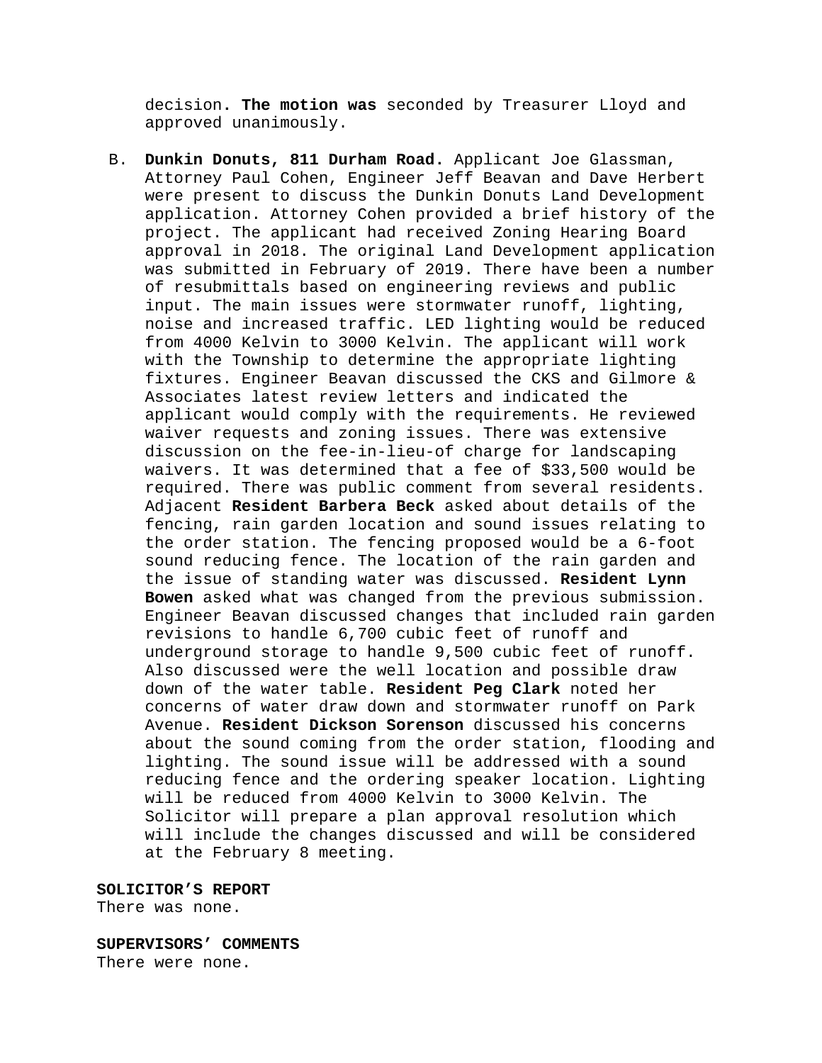decision. **The motion was** seconded by Treasurer Lloyd and approved unanimously.

B. **Dunkin Donuts, 811 Durham Road.** Applicant Joe Glassman, Attorney Paul Cohen, Engineer Jeff Beavan and Dave Herbert were present to discuss the Dunkin Donuts Land Development application. Attorney Cohen provided a brief history of the project. The applicant had received Zoning Hearing Board approval in 2018. The original Land Development application was submitted in February of 2019. There have been a number of resubmittals based on engineering reviews and public input. The main issues were stormwater runoff, lighting, noise and increased traffic. LED lighting would be reduced from 4000 Kelvin to 3000 Kelvin. The applicant will work with the Township to determine the appropriate lighting fixtures. Engineer Beavan discussed the CKS and Gilmore & Associates latest review letters and indicated the applicant would comply with the requirements. He reviewed waiver requests and zoning issues. There was extensive discussion on the fee-in-lieu-of charge for landscaping waivers. It was determined that a fee of $33,500 would be required. There was public comment from several residents. Adjacent **Resident Barbera Beck** asked about details of the fencing, rain garden location and sound issues relating to the order station. The fencing proposed would be a 6-foot sound reducing fence. The location of the rain garden and the issue of standing water was discussed. **Resident Lynn Bowen** asked what was changed from the previous submission. Engineer Beavan discussed changes that included rain garden revisions to handle 6,700 cubic feet of runoff and underground storage to handle 9,500 cubic feet of runoff. Also discussed were the well location and possible draw down of the water table. **Resident Peg Clark** noted her concerns of water draw down and stormwater runoff on Park Avenue. **Resident Dickson Sorenson** discussed his concerns about the sound coming from the order station, flooding and lighting. The sound issue will be addressed with a sound reducing fence and the ordering speaker location. Lighting will be reduced from 4000 Kelvin to 3000 Kelvin. The Solicitor will prepare a plan approval resolution which will include the changes discussed and will be considered at the February 8 meeting.

**SOLICITOR'S REPORT**
There was none.

**SUPERVISORS' COMMENTS**
There were none.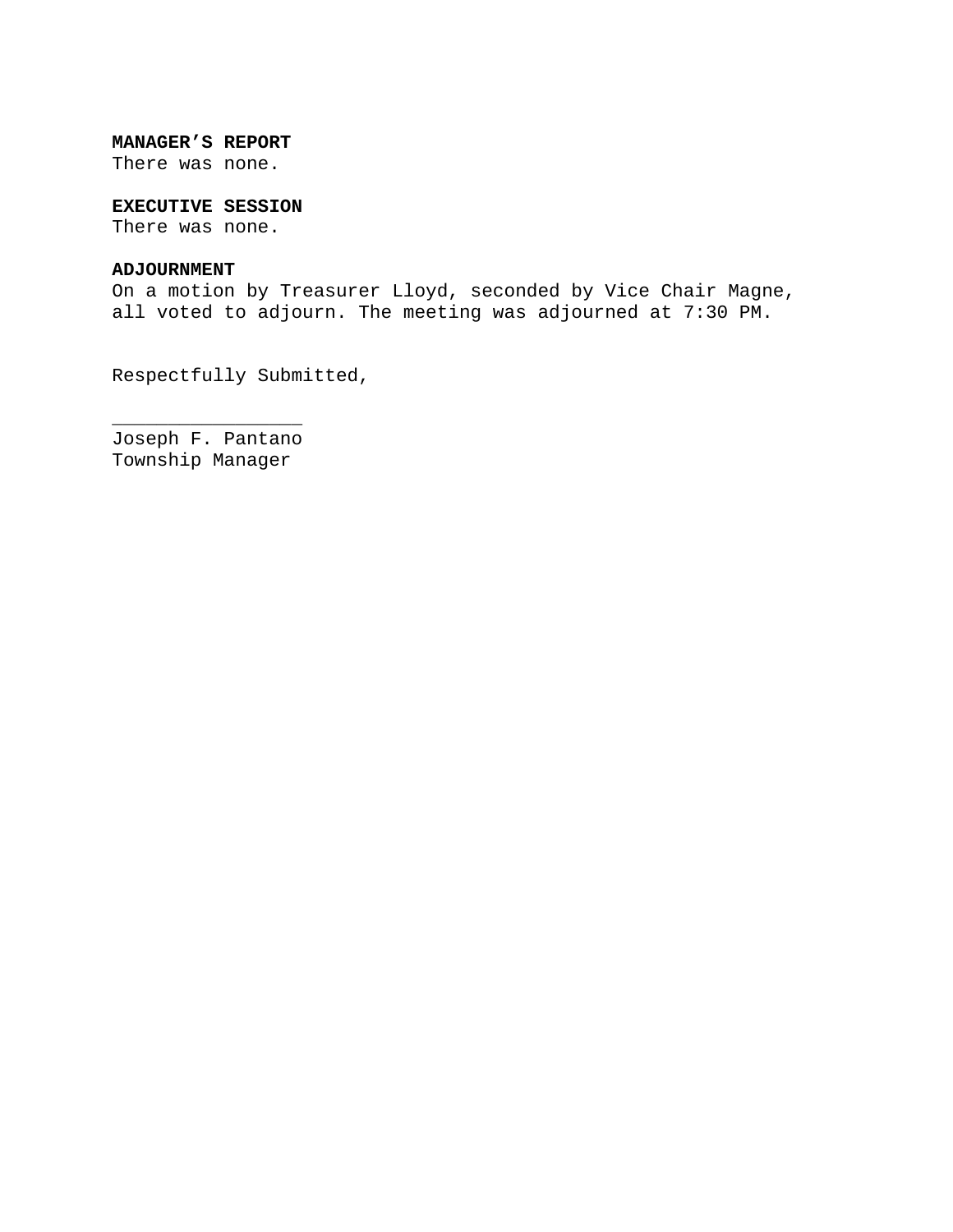**MANAGER'S REPORT**
There was none.

**EXECUTIVE SESSION**
There was none.

**ADJOURNMENT**
On a motion by Treasurer Lloyd, seconded by Vice Chair Magne, all voted to adjourn. The meeting was adjourned at 7:30 PM.

Respectfully Submitted,

_________________
Joseph F. Pantano
Township Manager